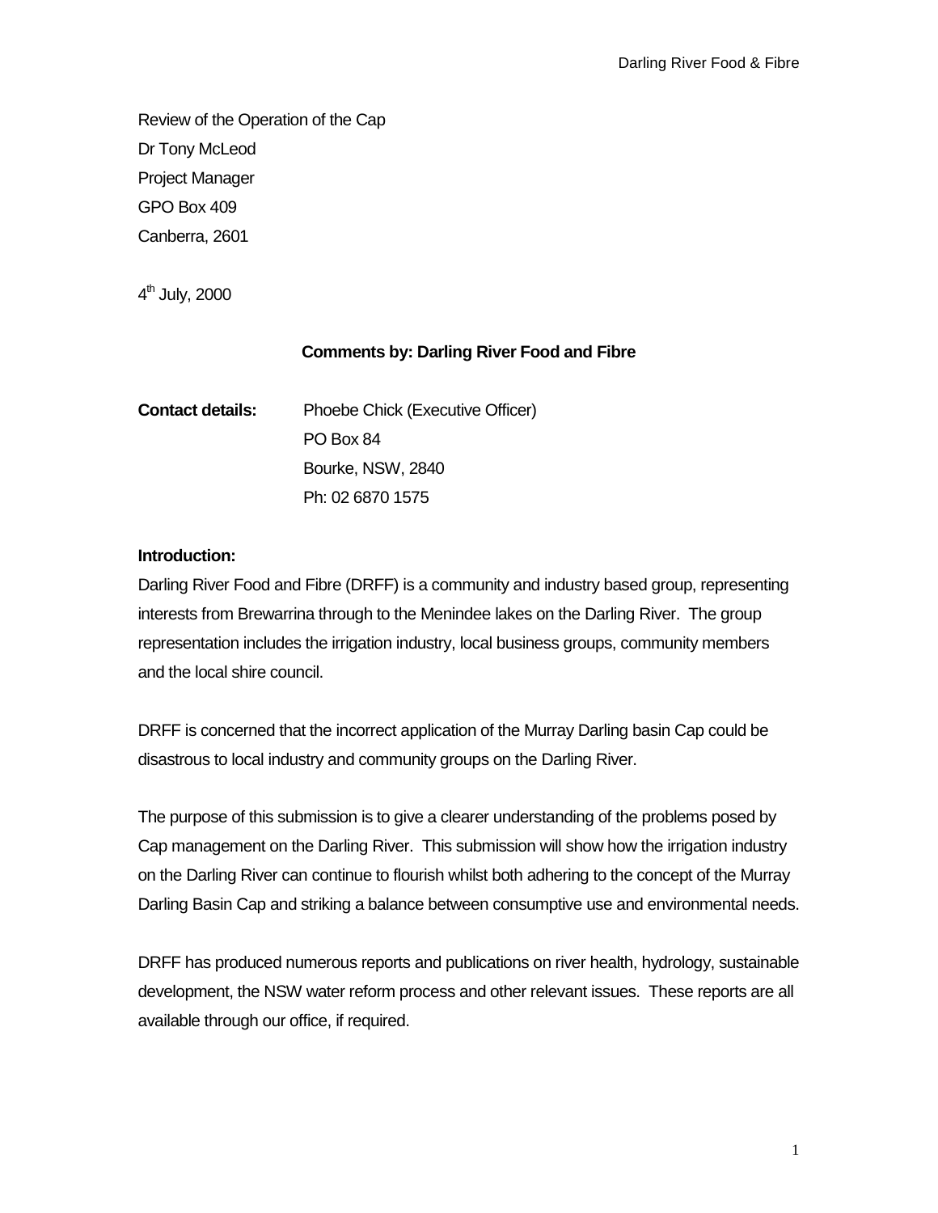Review of the Operation of the Cap

Dr Tony McLeod

Project Manager

GPO Box 409

Canberra, 2601

4th July, 2000

**Comments by: Darling River Food and Fibre**

**Contact details:** Phoebe Chick (Executive Officer)
PO Box 84
Bourke, NSW, 2840
Ph: 02 6870 1575

**Introduction:**

Darling River Food and Fibre (DRFF) is a community and industry based group, representing interests from Brewarrina through to the Menindee lakes on the Darling River. The group representation includes the irrigation industry, local business groups, community members and the local shire council.

DRFF is concerned that the incorrect application of the Murray Darling basin Cap could be disastrous to local industry and community groups on the Darling River.

The purpose of this submission is to give a clearer understanding of the problems posed by Cap management on the Darling River. This submission will show how the irrigation industry on the Darling River can continue to flourish whilst both adhering to the concept of the Murray Darling Basin Cap and striking a balance between consumptive use and environmental needs.

DRFF has produced numerous reports and publications on river health, hydrology, sustainable development, the NSW water reform process and other relevant issues. These reports are all available through our office, if required.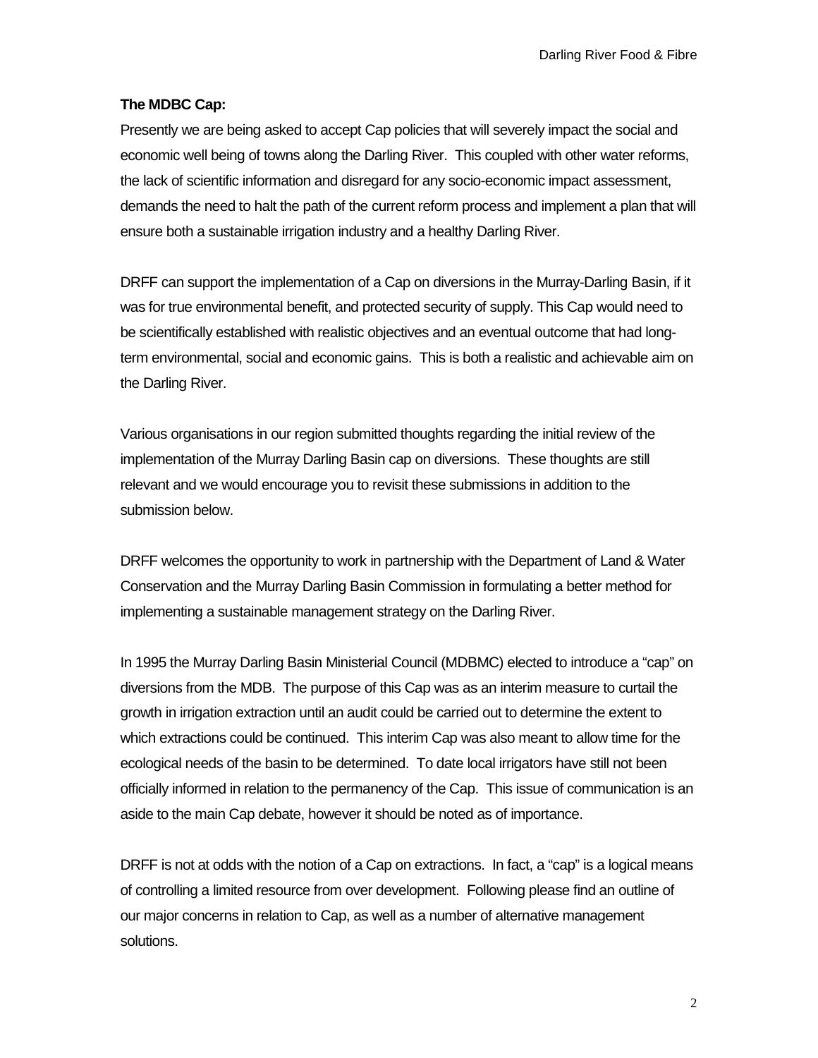**The MDBC Cap:**

Presently we are being asked to accept Cap policies that will severely impact the social and economic well being of towns along the Darling River. This coupled with other water reforms, the lack of scientific information and disregard for any socio-economic impact assessment, demands the need to halt the path of the current reform process and implement a plan that will ensure both a sustainable irrigation industry and a healthy Darling River.

DRFF can support the implementation of a Cap on diversions in the Murray-Darling Basin, if it was for true environmental benefit, and protected security of supply. This Cap would need to be scientifically established with realistic objectives and an eventual outcome that had long-term environmental, social and economic gains. This is both a realistic and achievable aim on the Darling River.

Various organisations in our region submitted thoughts regarding the initial review of the implementation of the Murray Darling Basin cap on diversions. These thoughts are still relevant and we would encourage you to revisit these submissions in addition to the submission below.

DRFF welcomes the opportunity to work in partnership with the Department of Land & Water Conservation and the Murray Darling Basin Commission in formulating a better method for implementing a sustainable management strategy on the Darling River.

In 1995 the Murray Darling Basin Ministerial Council (MDBMC) elected to introduce a "cap" on diversions from the MDB. The purpose of this Cap was as an interim measure to curtail the growth in irrigation extraction until an audit could be carried out to determine the extent to which extractions could be continued. This interim Cap was also meant to allow time for the ecological needs of the basin to be determined. To date local irrigators have still not been officially informed in relation to the permanency of the Cap. This issue of communication is an aside to the main Cap debate, however it should be noted as of importance.

DRFF is not at odds with the notion of a Cap on extractions. In fact, a "cap" is a logical means of controlling a limited resource from over development. Following please find an outline of our major concerns in relation to Cap, as well as a number of alternative management solutions.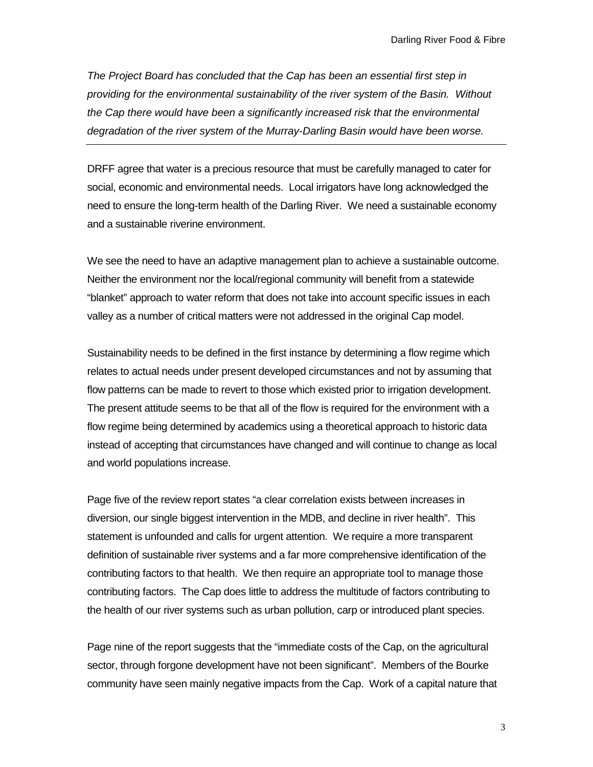*The Project Board has concluded that the Cap has been an essential first step in providing for the environmental sustainability of the river system of the Basin. Without the Cap there would have been a significantly increased risk that the environmental degradation of the river system of the Murray-Darling Basin would have been worse.*

---

DRFF agree that water is a precious resource that must be carefully managed to cater for social, economic and environmental needs. Local irrigators have long acknowledged the need to ensure the long-term health of the Darling River. We need a sustainable economy and a sustainable riverine environment.

We see the need to have an adaptive management plan to achieve a sustainable outcome. Neither the environment nor the local/regional community will benefit from a statewide "blanket" approach to water reform that does not take into account specific issues in each valley as a number of critical matters were not addressed in the original Cap model.

Sustainability needs to be defined in the first instance by determining a flow regime which relates to actual needs under present developed circumstances and not by assuming that flow patterns can be made to revert to those which existed prior to irrigation development. The present attitude seems to be that all of the flow is required for the environment with a flow regime being determined by academics using a theoretical approach to historic data instead of accepting that circumstances have changed and will continue to change as local and world populations increase.

Page five of the review report states "a clear correlation exists between increases in diversion, our single biggest intervention in the MDB, and decline in river health". This statement is unfounded and calls for urgent attention. We require a more transparent definition of sustainable river systems and a far more comprehensive identification of the contributing factors to that health. We then require an appropriate tool to manage those contributing factors. The Cap does little to address the multitude of factors contributing to the health of our river systems such as urban pollution, carp or introduced plant species.

Page nine of the report suggests that the "immediate costs of the Cap, on the agricultural sector, through forgone development have not been significant". Members of the Bourke community have seen mainly negative impacts from the Cap. Work of a capital nature that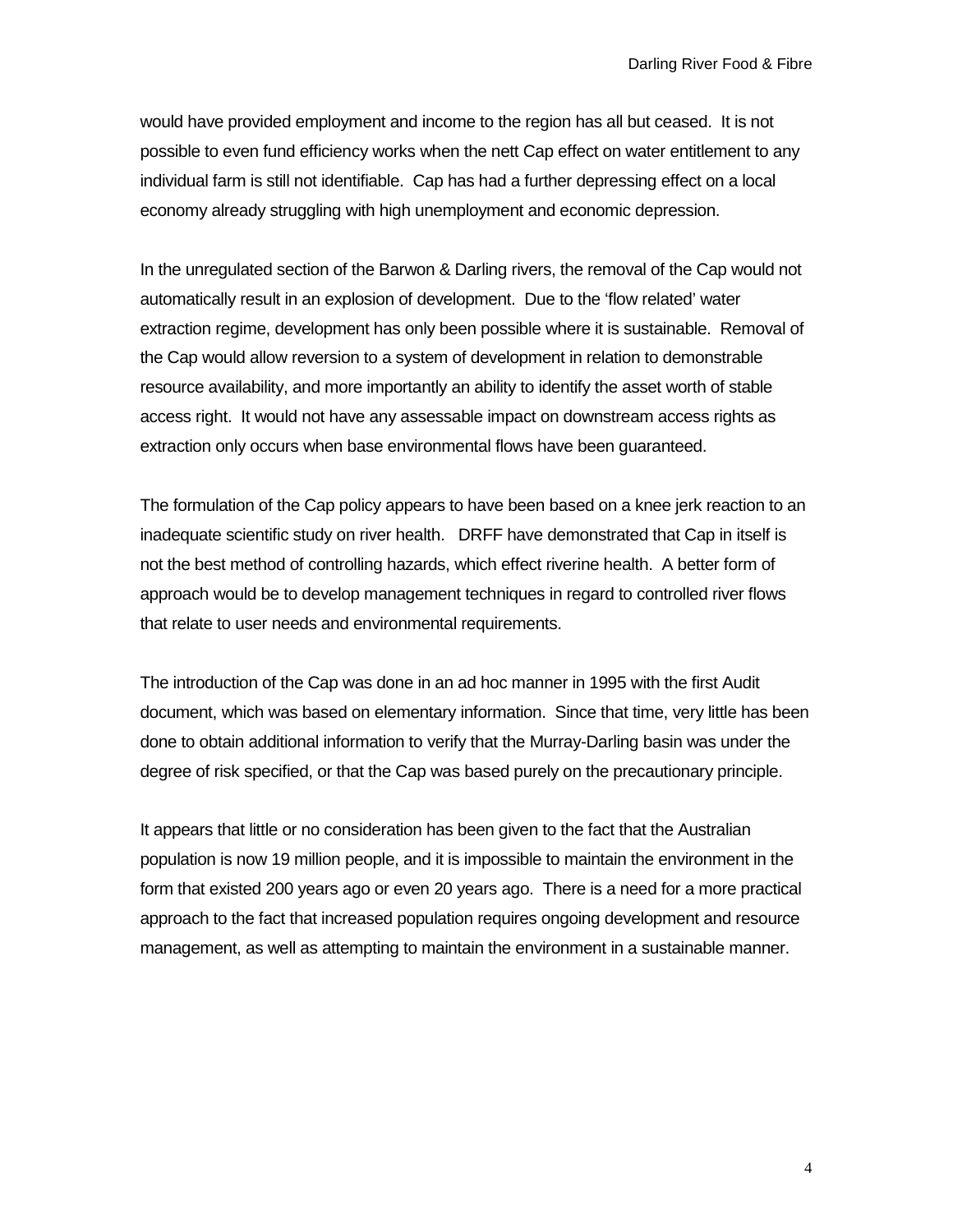would have provided employment and income to the region has all but ceased. It is not possible to even fund efficiency works when the nett Cap effect on water entitlement to any individual farm is still not identifiable. Cap has had a further depressing effect on a local economy already struggling with high unemployment and economic depression.

In the unregulated section of the Barwon & Darling rivers, the removal of the Cap would not automatically result in an explosion of development. Due to the 'flow related' water extraction regime, development has only been possible where it is sustainable. Removal of the Cap would allow reversion to a system of development in relation to demonstrable resource availability, and more importantly an ability to identify the asset worth of stable access right. It would not have any assessable impact on downstream access rights as extraction only occurs when base environmental flows have been guaranteed.

The formulation of the Cap policy appears to have been based on a knee jerk reaction to an inadequate scientific study on river health. DRFF have demonstrated that Cap in itself is not the best method of controlling hazards, which effect riverine health. A better form of approach would be to develop management techniques in regard to controlled river flows that relate to user needs and environmental requirements.

The introduction of the Cap was done in an ad hoc manner in 1995 with the first Audit document, which was based on elementary information. Since that time, very little has been done to obtain additional information to verify that the Murray-Darling basin was under the degree of risk specified, or that the Cap was based purely on the precautionary principle.

It appears that little or no consideration has been given to the fact that the Australian population is now 19 million people, and it is impossible to maintain the environment in the form that existed 200 years ago or even 20 years ago. There is a need for a more practical approach to the fact that increased population requires ongoing development and resource management, as well as attempting to maintain the environment in a sustainable manner.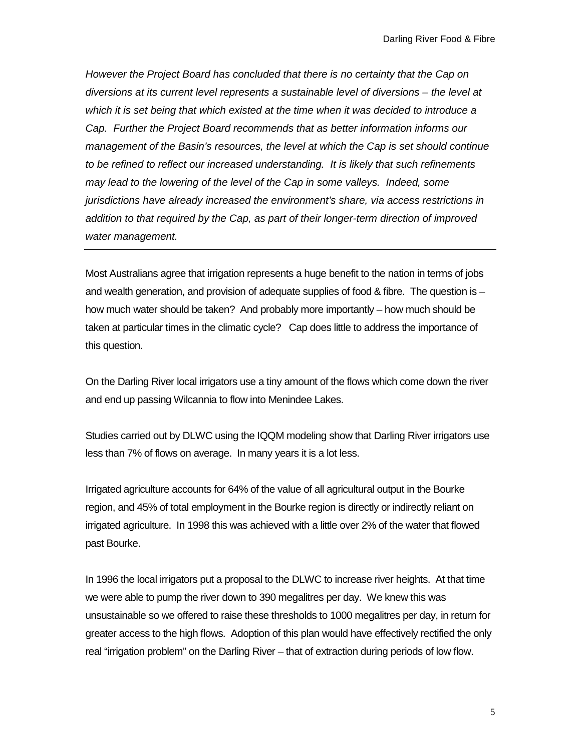*However the Project Board has concluded that there is no certainty that the Cap on diversions at its current level represents a sustainable level of diversions – the level at which it is set being that which existed at the time when it was decided to introduce a Cap. Further the Project Board recommends that as better information informs our management of the Basin's resources, the level at which the Cap is set should continue to be refined to reflect our increased understanding. It is likely that such refinements may lead to the lowering of the level of the Cap in some valleys. Indeed, some jurisdictions have already increased the environment's share, via access restrictions in addition to that required by the Cap, as part of their longer-term direction of improved water management.*

---

Most Australians agree that irrigation represents a huge benefit to the nation in terms of jobs and wealth generation, and provision of adequate supplies of food & fibre. The question is – how much water should be taken? And probably more importantly – how much should be taken at particular times in the climatic cycle? Cap does little to address the importance of this question.

On the Darling River local irrigators use a tiny amount of the flows which come down the river and end up passing Wilcannia to flow into Menindee Lakes.

Studies carried out by DLWC using the IQQM modeling show that Darling River irrigators use less than 7% of flows on average. In many years it is a lot less.

Irrigated agriculture accounts for 64% of the value of all agricultural output in the Bourke region, and 45% of total employment in the Bourke region is directly or indirectly reliant on irrigated agriculture. In 1998 this was achieved with a little over 2% of the water that flowed past Bourke.

In 1996 the local irrigators put a proposal to the DLWC to increase river heights. At that time we were able to pump the river down to 390 megalitres per day. We knew this was unsustainable so we offered to raise these thresholds to 1000 megalitres per day, in return for greater access to the high flows. Adoption of this plan would have effectively rectified the only real "irrigation problem" on the Darling River – that of extraction during periods of low flow.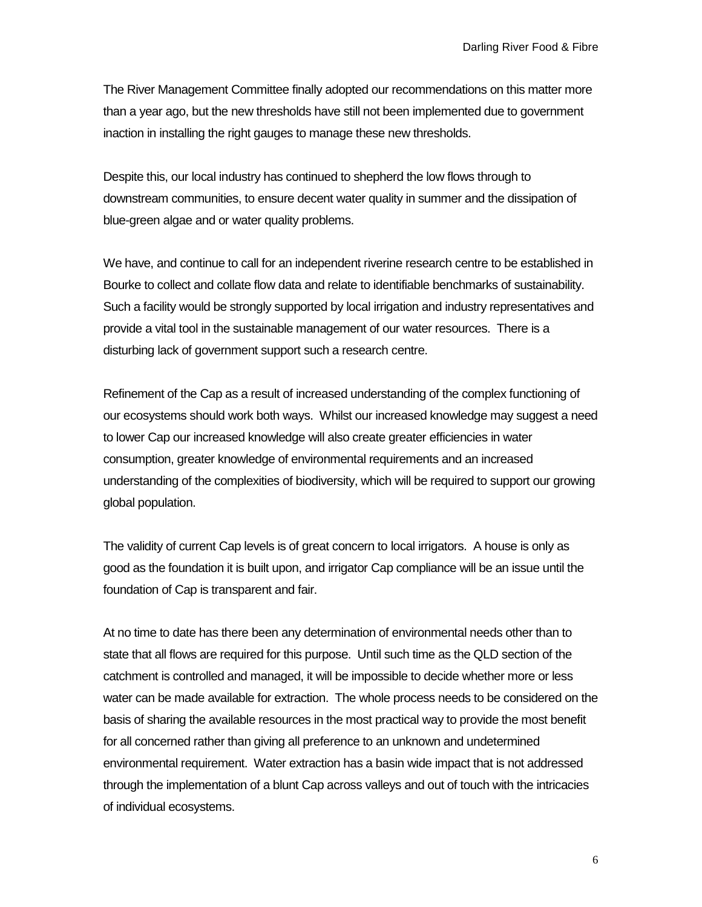The River Management Committee finally adopted our recommendations on this matter more than a year ago, but the new thresholds have still not been implemented due to government inaction in installing the right gauges to manage these new thresholds.

Despite this, our local industry has continued to shepherd the low flows through to downstream communities, to ensure decent water quality in summer and the dissipation of blue-green algae and or water quality problems.

We have, and continue to call for an independent riverine research centre to be established in Bourke to collect and collate flow data and relate to identifiable benchmarks of sustainability. Such a facility would be strongly supported by local irrigation and industry representatives and provide a vital tool in the sustainable management of our water resources. There is a disturbing lack of government support such a research centre.

Refinement of the Cap as a result of increased understanding of the complex functioning of our ecosystems should work both ways. Whilst our increased knowledge may suggest a need to lower Cap our increased knowledge will also create greater efficiencies in water consumption, greater knowledge of environmental requirements and an increased understanding of the complexities of biodiversity, which will be required to support our growing global population.

The validity of current Cap levels is of great concern to local irrigators. A house is only as good as the foundation it is built upon, and irrigator Cap compliance will be an issue until the foundation of Cap is transparent and fair.

At no time to date has there been any determination of environmental needs other than to state that all flows are required for this purpose. Until such time as the QLD section of the catchment is controlled and managed, it will be impossible to decide whether more or less water can be made available for extraction. The whole process needs to be considered on the basis of sharing the available resources in the most practical way to provide the most benefit for all concerned rather than giving all preference to an unknown and undetermined environmental requirement. Water extraction has a basin wide impact that is not addressed through the implementation of a blunt Cap across valleys and out of touch with the intricacies of individual ecosystems.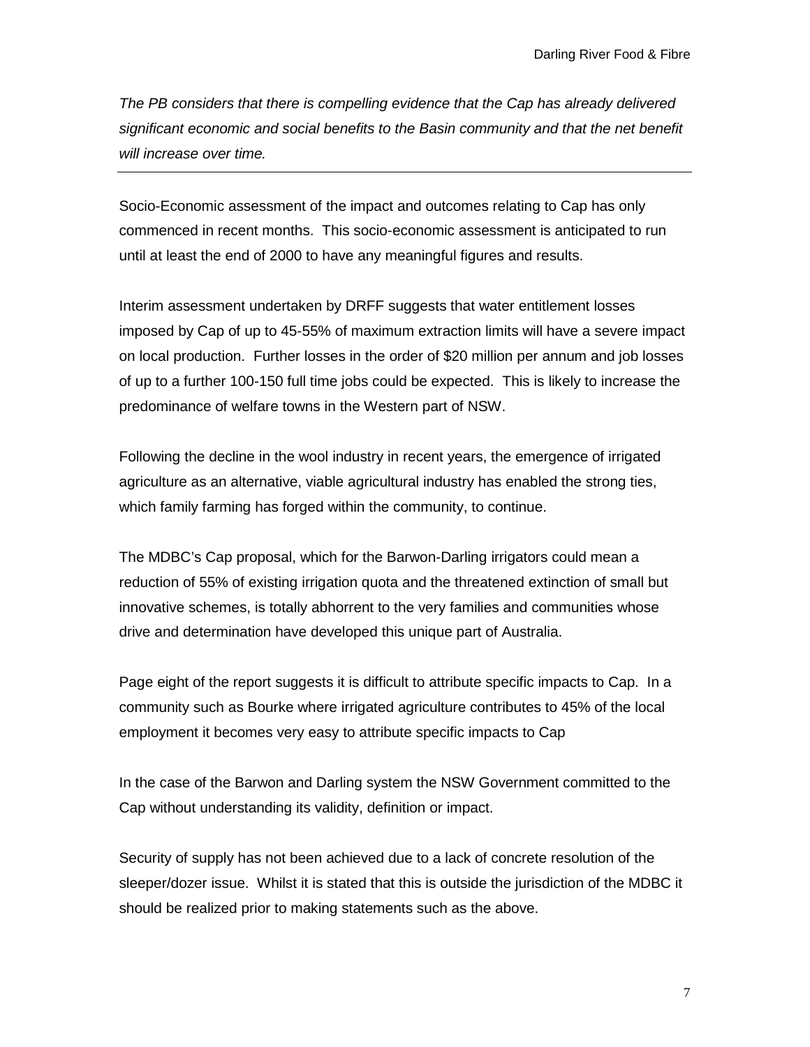*The PB considers that there is compelling evidence that the Cap has already delivered significant economic and social benefits to the Basin community and that the net benefit will increase over time.*

---

Socio-Economic assessment of the impact and outcomes relating to Cap has only commenced in recent months. This socio-economic assessment is anticipated to run until at least the end of 2000 to have any meaningful figures and results.

Interim assessment undertaken by DRFF suggests that water entitlement losses imposed by Cap of up to 45-55% of maximum extraction limits will have a severe impact on local production. Further losses in the order of $20 million per annum and job losses of up to a further 100-150 full time jobs could be expected. This is likely to increase the predominance of welfare towns in the Western part of NSW.

Following the decline in the wool industry in recent years, the emergence of irrigated agriculture as an alternative, viable agricultural industry has enabled the strong ties, which family farming has forged within the community, to continue.

The MDBC's Cap proposal, which for the Barwon-Darling irrigators could mean a reduction of 55% of existing irrigation quota and the threatened extinction of small but innovative schemes, is totally abhorrent to the very families and communities whose drive and determination have developed this unique part of Australia.

Page eight of the report suggests it is difficult to attribute specific impacts to Cap. In a community such as Bourke where irrigated agriculture contributes to 45% of the local employment it becomes very easy to attribute specific impacts to Cap

In the case of the Barwon and Darling system the NSW Government committed to the Cap without understanding its validity, definition or impact.

Security of supply has not been achieved due to a lack of concrete resolution of the sleeper/dozer issue. Whilst it is stated that this is outside the jurisdiction of the MDBC it should be realized prior to making statements such as the above.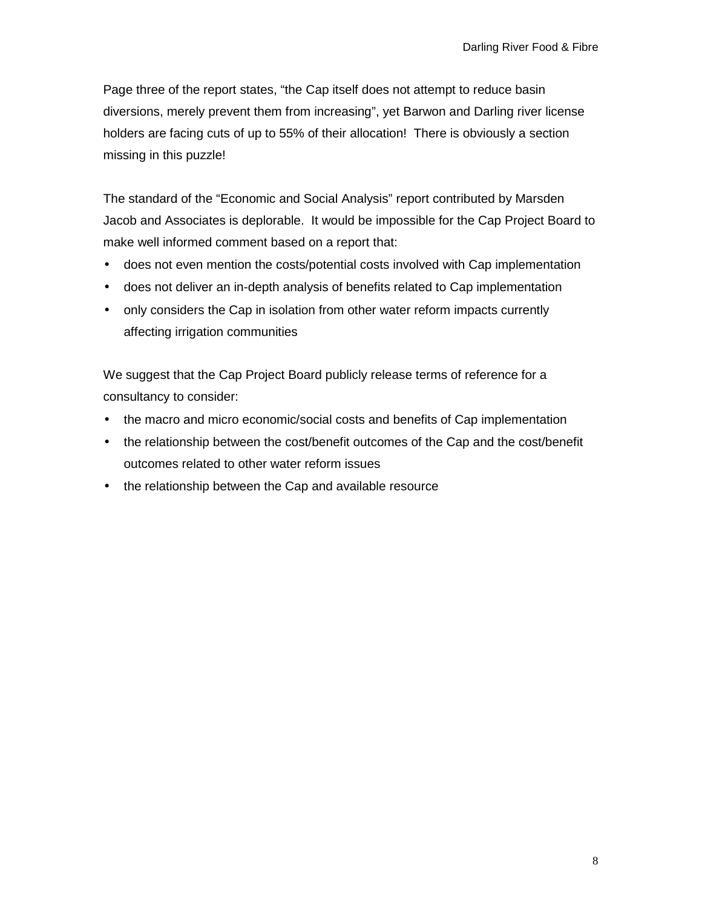Page three of the report states, “the Cap itself does not attempt to reduce basin diversions, merely prevent them from increasing”, yet Barwon and Darling river license holders are facing cuts of up to 55% of their allocation! There is obviously a section missing in this puzzle!

The standard of the “Economic and Social Analysis” report contributed by Marsden Jacob and Associates is deplorable. It would be impossible for the Cap Project Board to make well informed comment based on a report that:

- does not even mention the costs/potential costs involved with Cap implementation
- does not deliver an in-depth analysis of benefits related to Cap implementation
- only considers the Cap in isolation from other water reform impacts currently affecting irrigation communities

We suggest that the Cap Project Board publicly release terms of reference for a consultancy to consider:

- the macro and micro economic/social costs and benefits of Cap implementation
- the relationship between the cost/benefit outcomes of the Cap and the cost/benefit outcomes related to other water reform issues
- the relationship between the Cap and available resource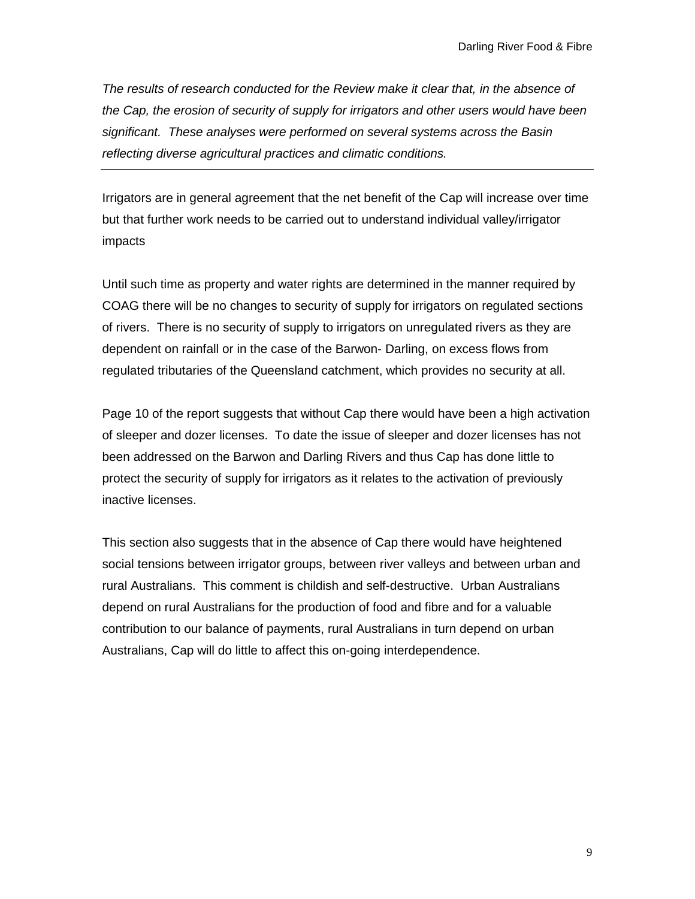*The results of research conducted for the Review make it clear that, in the absence of the Cap, the erosion of security of supply for irrigators and other users would have been significant. These analyses were performed on several systems across the Basin reflecting diverse agricultural practices and climatic conditions.*

---

Irrigators are in general agreement that the net benefit of the Cap will increase over time but that further work needs to be carried out to understand individual valley/irrigator impacts

Until such time as property and water rights are determined in the manner required by COAG there will be no changes to security of supply for irrigators on regulated sections of rivers. There is no security of supply to irrigators on unregulated rivers as they are dependent on rainfall or in the case of the Barwon- Darling, on excess flows from regulated tributaries of the Queensland catchment, which provides no security at all.

Page 10 of the report suggests that without Cap there would have been a high activation of sleeper and dozer licenses. To date the issue of sleeper and dozer licenses has not been addressed on the Barwon and Darling Rivers and thus Cap has done little to protect the security of supply for irrigators as it relates to the activation of previously inactive licenses.

This section also suggests that in the absence of Cap there would have heightened social tensions between irrigator groups, between river valleys and between urban and rural Australians. This comment is childish and self-destructive. Urban Australians depend on rural Australians for the production of food and fibre and for a valuable contribution to our balance of payments, rural Australians in turn depend on urban Australians, Cap will do little to affect this on-going interdependence.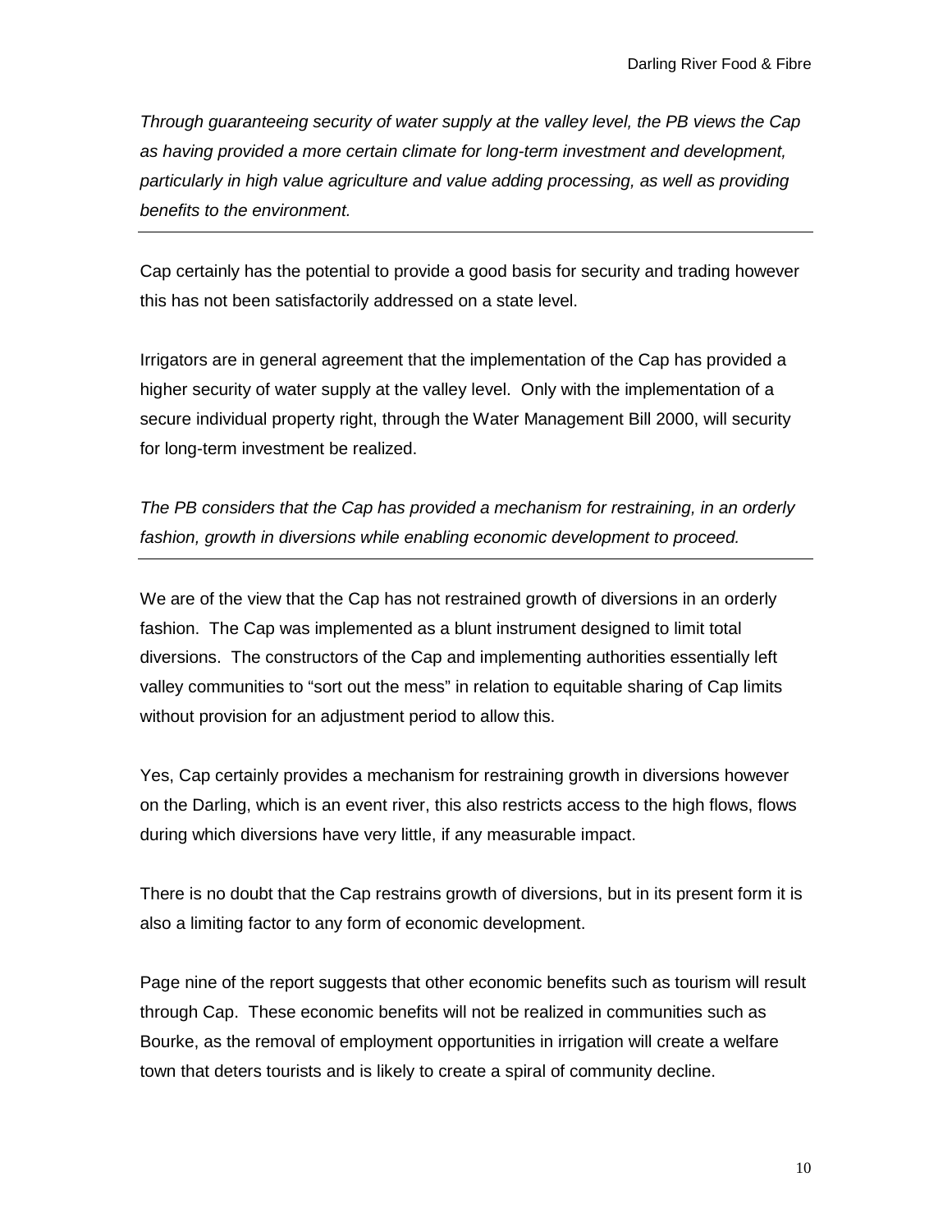*Through guaranteeing security of water supply at the valley level, the PB views the Cap as having provided a more certain climate for long-term investment and development, particularly in high value agriculture and value adding processing, as well as providing benefits to the environment.*

---

Cap certainly has the potential to provide a good basis for security and trading however this has not been satisfactorily addressed on a state level.

Irrigators are in general agreement that the implementation of the Cap has provided a higher security of water supply at the valley level. Only with the implementation of a secure individual property right, through the Water Management Bill 2000, will security for long-term investment be realized.

*The PB considers that the Cap has provided a mechanism for restraining, in an orderly fashion, growth in diversions while enabling economic development to proceed.*

---

We are of the view that the Cap has not restrained growth of diversions in an orderly fashion. The Cap was implemented as a blunt instrument designed to limit total diversions. The constructors of the Cap and implementing authorities essentially left valley communities to "sort out the mess" in relation to equitable sharing of Cap limits without provision for an adjustment period to allow this.

Yes, Cap certainly provides a mechanism for restraining growth in diversions however on the Darling, which is an event river, this also restricts access to the high flows, flows during which diversions have very little, if any measurable impact.

There is no doubt that the Cap restrains growth of diversions, but in its present form it is also a limiting factor to any form of economic development.

Page nine of the report suggests that other economic benefits such as tourism will result through Cap. These economic benefits will not be realized in communities such as Bourke, as the removal of employment opportunities in irrigation will create a welfare town that deters tourists and is likely to create a spiral of community decline.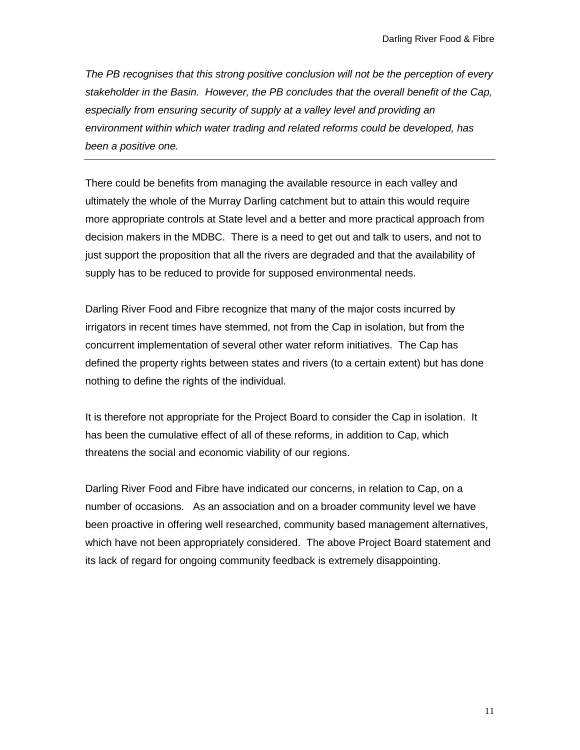*The PB recognises that this strong positive conclusion will not be the perception of every stakeholder in the Basin. However, the PB concludes that the overall benefit of the Cap, especially from ensuring security of supply at a valley level and providing an environment within which water trading and related reforms could be developed, has been a positive one.*

---

There could be benefits from managing the available resource in each valley and ultimately the whole of the Murray Darling catchment but to attain this would require more appropriate controls at State level and a better and more practical approach from decision makers in the MDBC. There is a need to get out and talk to users, and not to just support the proposition that all the rivers are degraded and that the availability of supply has to be reduced to provide for supposed environmental needs.

Darling River Food and Fibre recognize that many of the major costs incurred by irrigators in recent times have stemmed, not from the Cap in isolation, but from the concurrent implementation of several other water reform initiatives. The Cap has defined the property rights between states and rivers (to a certain extent) but has done nothing to define the rights of the individual.

It is therefore not appropriate for the Project Board to consider the Cap in isolation. It has been the cumulative effect of all of these reforms, in addition to Cap, which threatens the social and economic viability of our regions.

Darling River Food and Fibre have indicated our concerns, in relation to Cap, on a number of occasions. As an association and on a broader community level we have been proactive in offering well researched, community based management alternatives, which have not been appropriately considered. The above Project Board statement and its lack of regard for ongoing community feedback is extremely disappointing.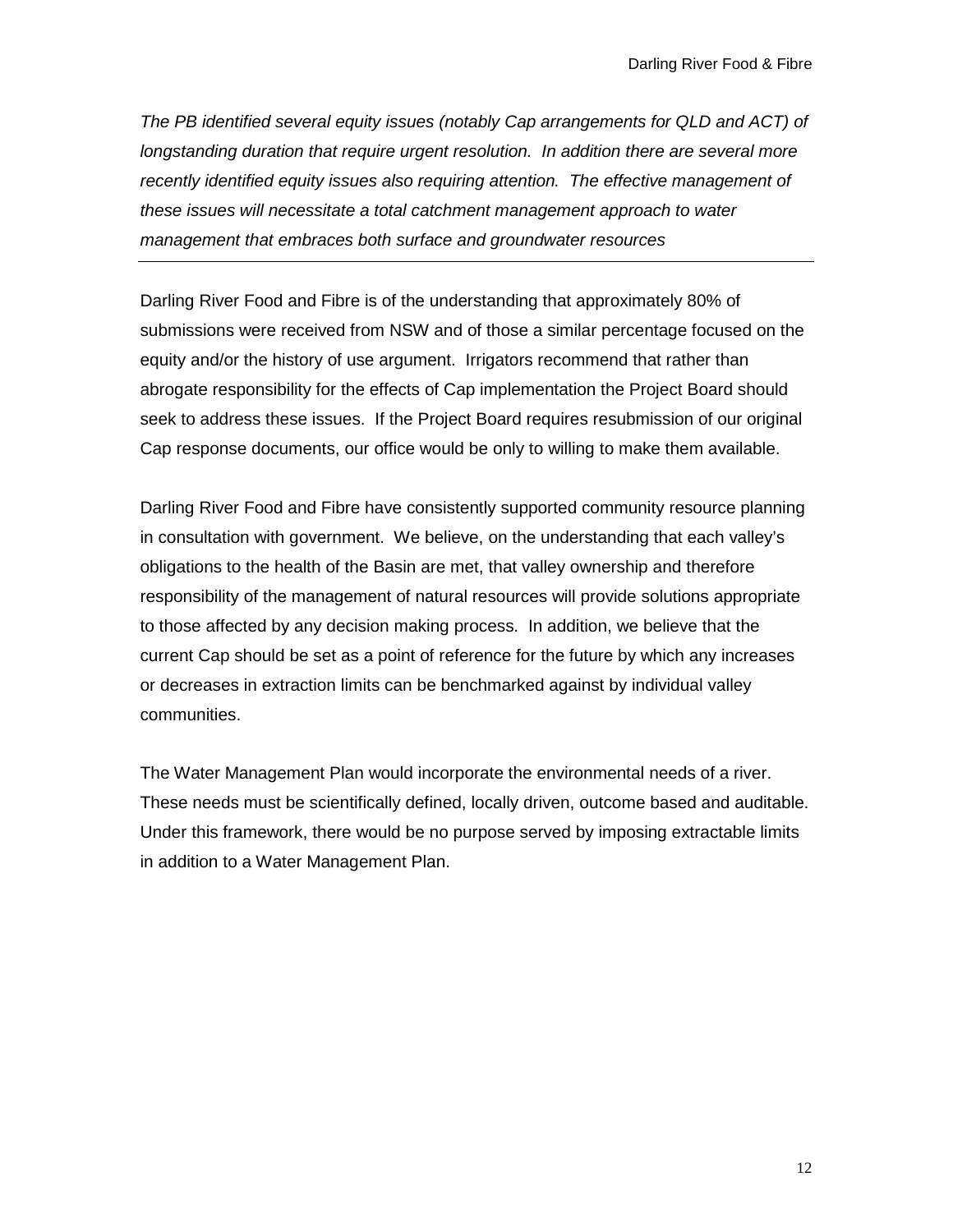*The PB identified several equity issues (notably Cap arrangements for QLD and ACT) of longstanding duration that require urgent resolution. In addition there are several more recently identified equity issues also requiring attention. The effective management of these issues will necessitate a total catchment management approach to water management that embraces both surface and groundwater resources*

---

Darling River Food and Fibre is of the understanding that approximately 80% of submissions were received from NSW and of those a similar percentage focused on the equity and/or the history of use argument. Irrigators recommend that rather than abrogate responsibility for the effects of Cap implementation the Project Board should seek to address these issues. If the Project Board requires resubmission of our original Cap response documents, our office would be only to willing to make them available.

Darling River Food and Fibre have consistently supported community resource planning in consultation with government. We believe, on the understanding that each valley's obligations to the health of the Basin are met, that valley ownership and therefore responsibility of the management of natural resources will provide solutions appropriate to those affected by any decision making process. In addition, we believe that the current Cap should be set as a point of reference for the future by which any increases or decreases in extraction limits can be benchmarked against by individual valley communities.

The Water Management Plan would incorporate the environmental needs of a river. These needs must be scientifically defined, locally driven, outcome based and auditable. Under this framework, there would be no purpose served by imposing extractable limits in addition to a Water Management Plan.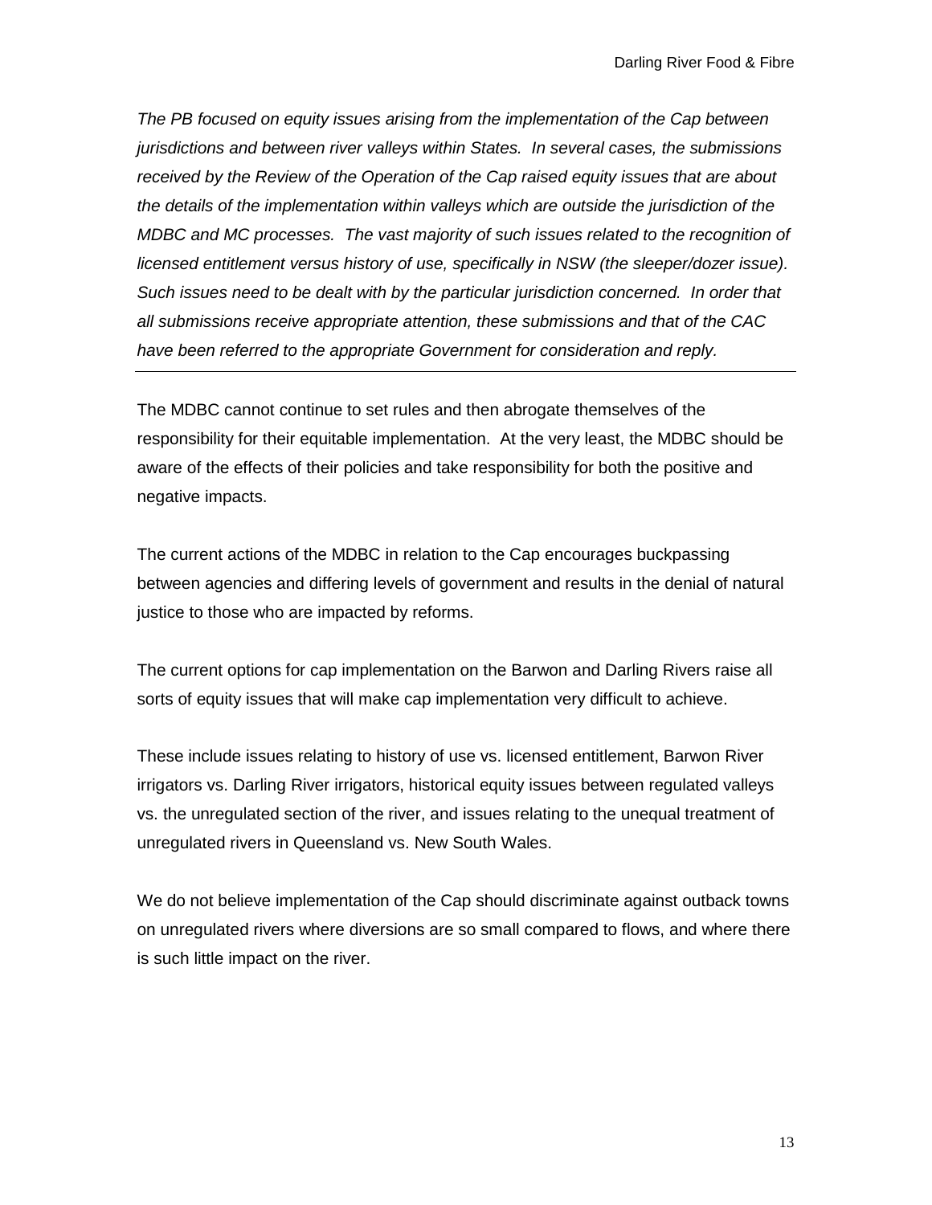*The PB focused on equity issues arising from the implementation of the Cap between jurisdictions and between river valleys within States. In several cases, the submissions received by the Review of the Operation of the Cap raised equity issues that are about the details of the implementation within valleys which are outside the jurisdiction of the MDBC and MC processes. The vast majority of such issues related to the recognition of licensed entitlement versus history of use, specifically in NSW (the sleeper/dozer issue). Such issues need to be dealt with by the particular jurisdiction concerned. In order that all submissions receive appropriate attention, these submissions and that of the CAC have been referred to the appropriate Government for consideration and reply.*

---

The MDBC cannot continue to set rules and then abrogate themselves of the responsibility for their equitable implementation. At the very least, the MDBC should be aware of the effects of their policies and take responsibility for both the positive and negative impacts.

The current actions of the MDBC in relation to the Cap encourages buckpassing between agencies and differing levels of government and results in the denial of natural justice to those who are impacted by reforms.

The current options for cap implementation on the Barwon and Darling Rivers raise all sorts of equity issues that will make cap implementation very difficult to achieve.

These include issues relating to history of use vs. licensed entitlement, Barwon River irrigators vs. Darling River irrigators, historical equity issues between regulated valleys vs. the unregulated section of the river, and issues relating to the unequal treatment of unregulated rivers in Queensland vs. New South Wales.

We do not believe implementation of the Cap should discriminate against outback towns on unregulated rivers where diversions are so small compared to flows, and where there is such little impact on the river.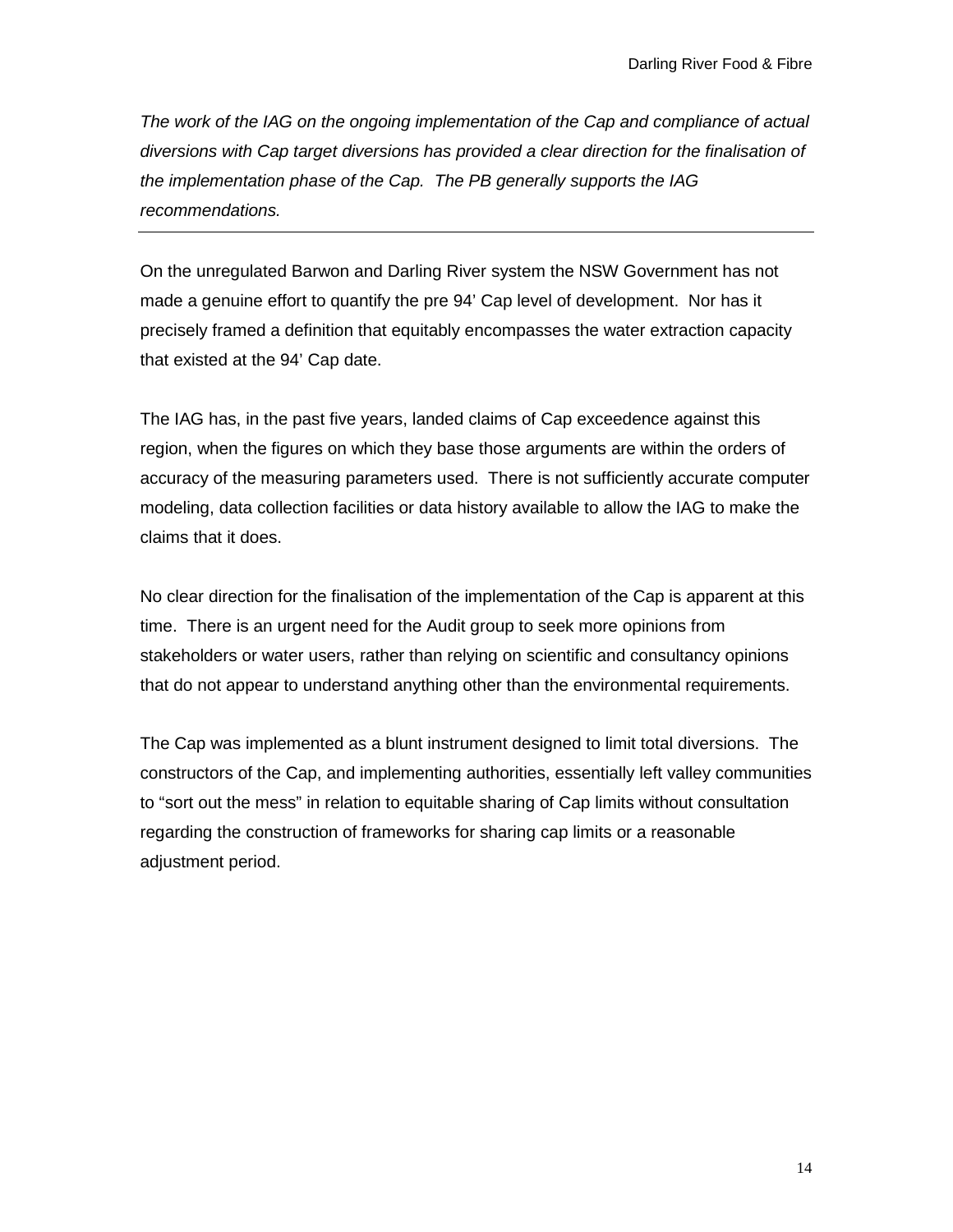*The work of the IAG on the ongoing implementation of the Cap and compliance of actual diversions with Cap target diversions has provided a clear direction for the finalisation of the implementation phase of the Cap. The PB generally supports the IAG recommendations.*

---

On the unregulated Barwon and Darling River system the NSW Government has not made a genuine effort to quantify the pre 94' Cap level of development. Nor has it precisely framed a definition that equitably encompasses the water extraction capacity that existed at the 94' Cap date.

The IAG has, in the past five years, landed claims of Cap exceedence against this region, when the figures on which they base those arguments are within the orders of accuracy of the measuring parameters used. There is not sufficiently accurate computer modeling, data collection facilities or data history available to allow the IAG to make the claims that it does.

No clear direction for the finalisation of the implementation of the Cap is apparent at this time. There is an urgent need for the Audit group to seek more opinions from stakeholders or water users, rather than relying on scientific and consultancy opinions that do not appear to understand anything other than the environmental requirements.

The Cap was implemented as a blunt instrument designed to limit total diversions. The constructors of the Cap, and implementing authorities, essentially left valley communities to "sort out the mess" in relation to equitable sharing of Cap limits without consultation regarding the construction of frameworks for sharing cap limits or a reasonable adjustment period.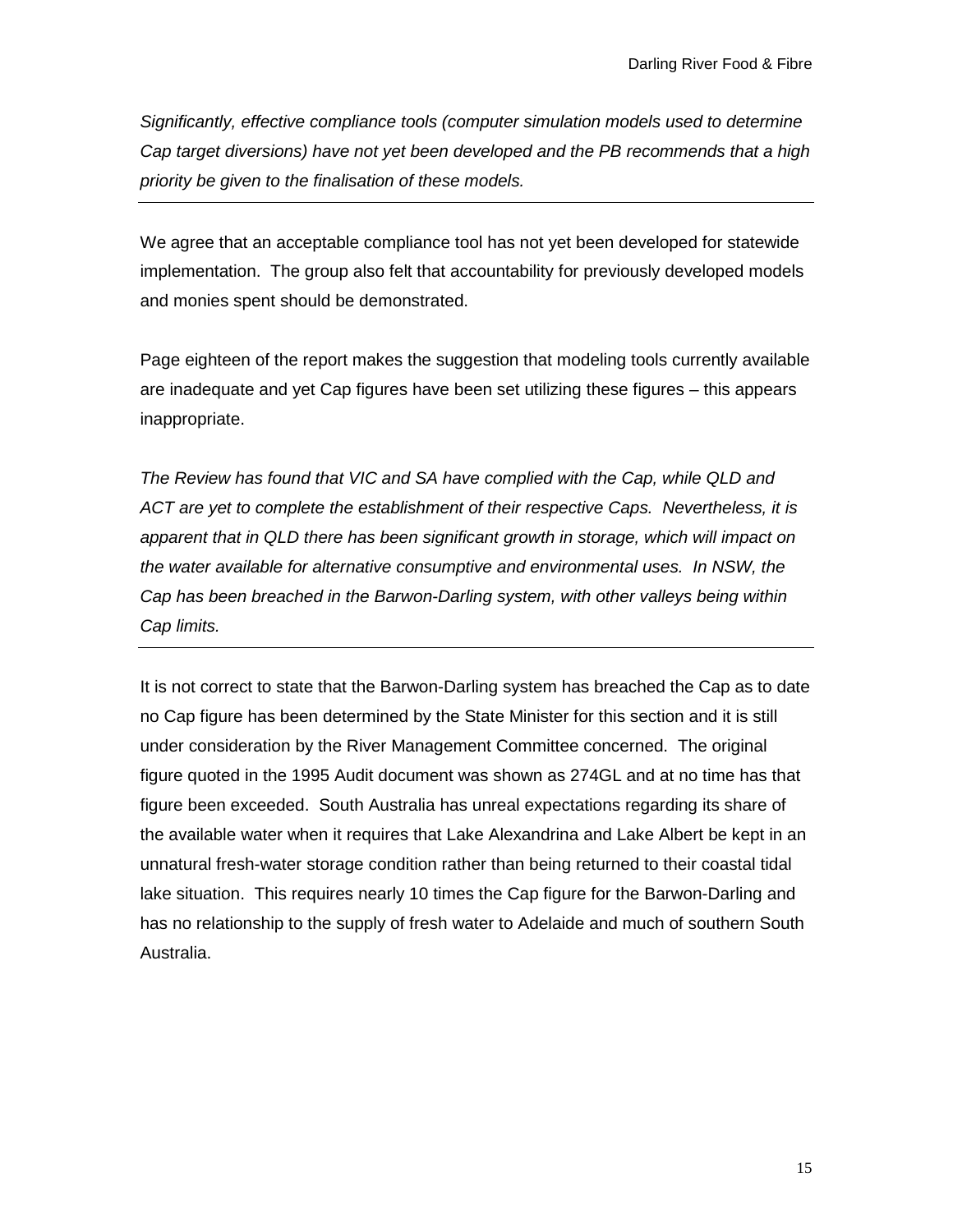*Significantly, effective compliance tools (computer simulation models used to determine Cap target diversions) have not yet been developed and the PB recommends that a high priority be given to the finalisation of these models.*

---

We agree that an acceptable compliance tool has not yet been developed for statewide implementation. The group also felt that accountability for previously developed models and monies spent should be demonstrated.

Page eighteen of the report makes the suggestion that modeling tools currently available are inadequate and yet Cap figures have been set utilizing these figures – this appears inappropriate.

*The Review has found that VIC and SA have complied with the Cap, while QLD and ACT are yet to complete the establishment of their respective Caps. Nevertheless, it is apparent that in QLD there has been significant growth in storage, which will impact on the water available for alternative consumptive and environmental uses. In NSW, the Cap has been breached in the Barwon-Darling system, with other valleys being within Cap limits.*

---

It is not correct to state that the Barwon-Darling system has breached the Cap as to date no Cap figure has been determined by the State Minister for this section and it is still under consideration by the River Management Committee concerned. The original figure quoted in the 1995 Audit document was shown as 274GL and at no time has that figure been exceeded. South Australia has unreal expectations regarding its share of the available water when it requires that Lake Alexandrina and Lake Albert be kept in an unnatural fresh-water storage condition rather than being returned to their coastal tidal lake situation. This requires nearly 10 times the Cap figure for the Barwon-Darling and has no relationship to the supply of fresh water to Adelaide and much of southern South Australia.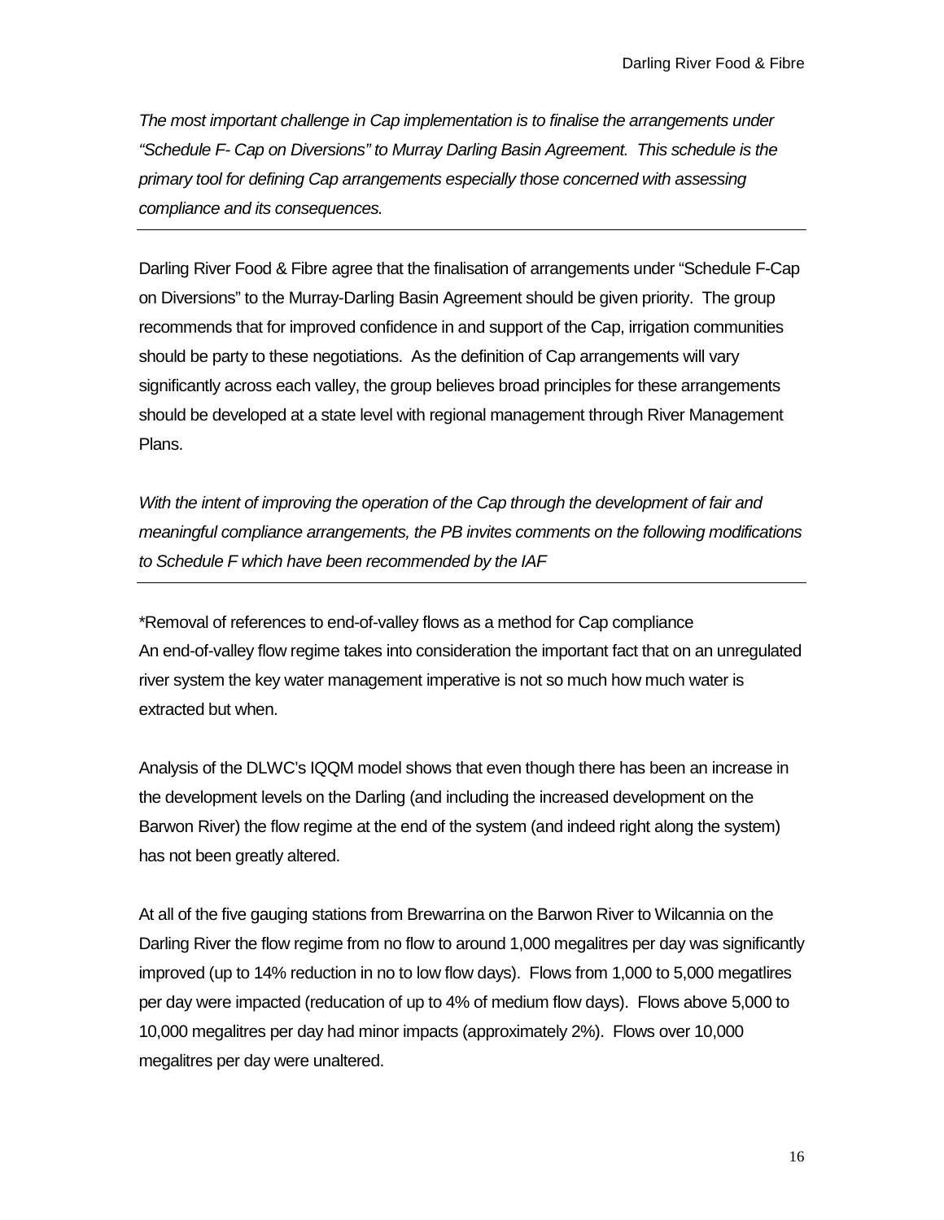*The most important challenge in Cap implementation is to finalise the arrangements under "Schedule F- Cap on Diversions" to Murray Darling Basin Agreement. This schedule is the primary tool for defining Cap arrangements especially those concerned with assessing compliance and its consequences.*

---

Darling River Food & Fibre agree that the finalisation of arrangements under "Schedule F-Cap on Diversions" to the Murray-Darling Basin Agreement should be given priority. The group recommends that for improved confidence in and support of the Cap, irrigation communities should be party to these negotiations. As the definition of Cap arrangements will vary significantly across each valley, the group believes broad principles for these arrangements should be developed at a state level with regional management through River Management Plans.

*With the intent of improving the operation of the Cap through the development of fair and meaningful compliance arrangements, the PB invites comments on the following modifications to Schedule F which have been recommended by the IAF*

---

*Removal of references to end-of-valley flows as a method for Cap compliance
An end-of-valley flow regime takes into consideration the important fact that on an unregulated river system the key water management imperative is not so much how much water is extracted but when.

Analysis of the DLWC's IQQM model shows that even though there has been an increase in the development levels on the Darling (and including the increased development on the Barwon River) the flow regime at the end of the system (and indeed right along the system) has not been greatly altered.

At all of the five gauging stations from Brewarrina on the Barwon River to Wilcannia on the Darling River the flow regime from no flow to around 1,000 megalitres per day was significantly improved (up to 14% reduction in no to low flow days). Flows from 1,000 to 5,000 megatlires per day were impacted (reducation of up to 4% of medium flow days). Flows above 5,000 to 10,000 megalitres per day had minor impacts (approximately 2%). Flows over 10,000 megalitres per day were unaltered.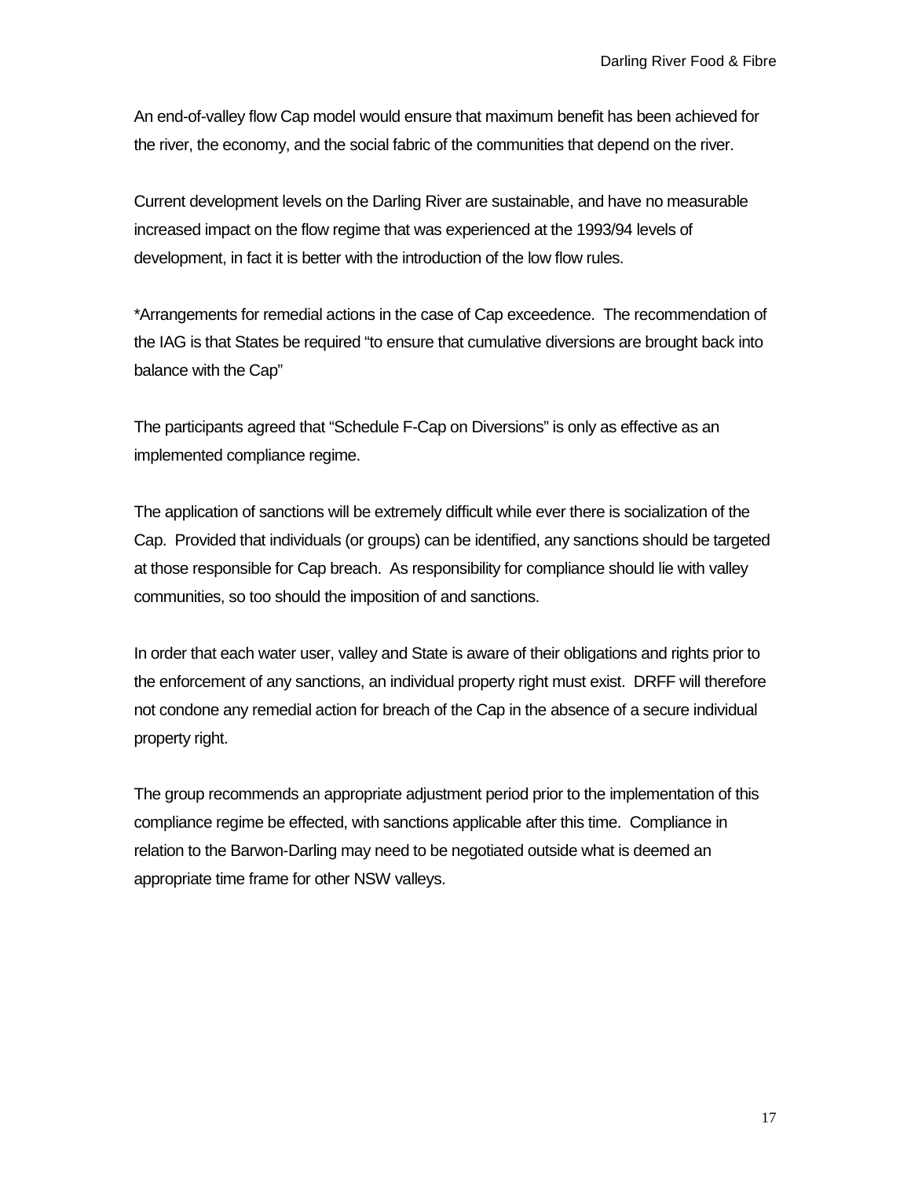An end-of-valley flow Cap model would ensure that maximum benefit has been achieved for the river, the economy, and the social fabric of the communities that depend on the river.

Current development levels on the Darling River are sustainable, and have no measurable increased impact on the flow regime that was experienced at the 1993/94 levels of development, in fact it is better with the introduction of the low flow rules.

*Arrangements for remedial actions in the case of Cap exceedence. The recommendation of the IAG is that States be required "to ensure that cumulative diversions are brought back into balance with the Cap"

The participants agreed that "Schedule F-Cap on Diversions" is only as effective as an implemented compliance regime.

The application of sanctions will be extremely difficult while ever there is socialization of the Cap. Provided that individuals (or groups) can be identified, any sanctions should be targeted at those responsible for Cap breach. As responsibility for compliance should lie with valley communities, so too should the imposition of and sanctions.

In order that each water user, valley and State is aware of their obligations and rights prior to the enforcement of any sanctions, an individual property right must exist. DRFF will therefore not condone any remedial action for breach of the Cap in the absence of a secure individual property right.

The group recommends an appropriate adjustment period prior to the implementation of this compliance regime be effected, with sanctions applicable after this time. Compliance in relation to the Barwon-Darling may need to be negotiated outside what is deemed an appropriate time frame for other NSW valleys.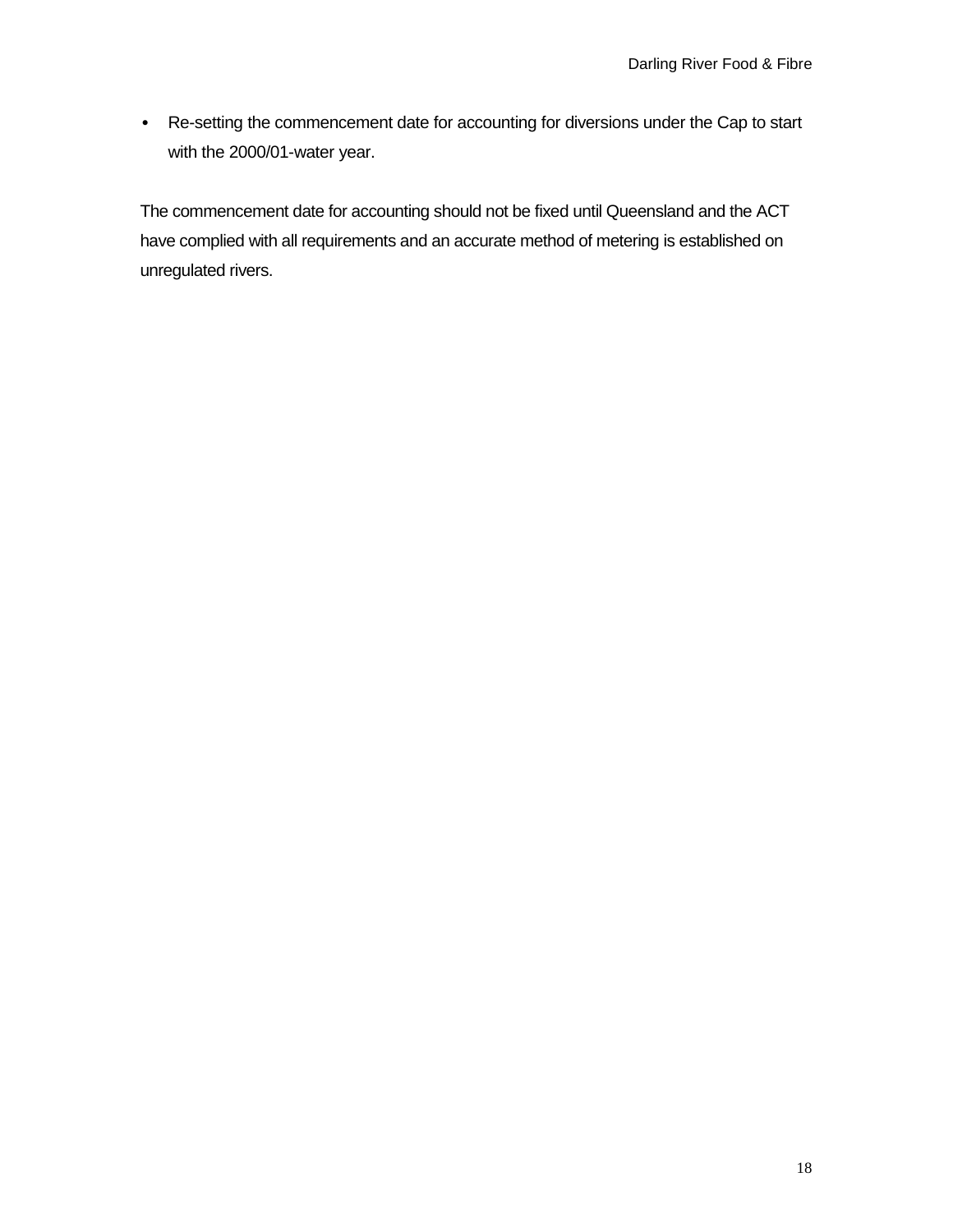- Re-setting the commencement date for accounting for diversions under the Cap to start with the 2000/01-water year.

The commencement date for accounting should not be fixed until Queensland and the ACT have complied with all requirements and an accurate method of metering is established on unregulated rivers.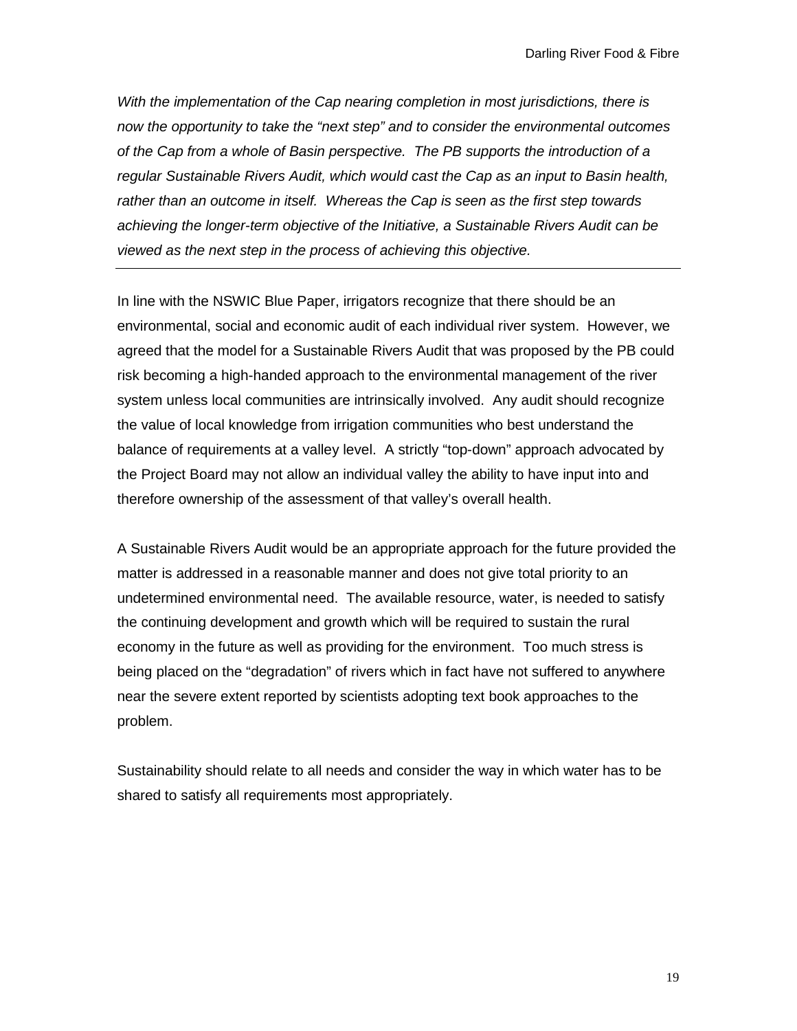*With the implementation of the Cap nearing completion in most jurisdictions, there is now the opportunity to take the "next step" and to consider the environmental outcomes of the Cap from a whole of Basin perspective. The PB supports the introduction of a regular Sustainable Rivers Audit, which would cast the Cap as an input to Basin health, rather than an outcome in itself. Whereas the Cap is seen as the first step towards achieving the longer-term objective of the Initiative, a Sustainable Rivers Audit can be viewed as the next step in the process of achieving this objective.*

---

In line with the NSWIC Blue Paper, irrigators recognize that there should be an environmental, social and economic audit of each individual river system. However, we agreed that the model for a Sustainable Rivers Audit that was proposed by the PB could risk becoming a high-handed approach to the environmental management of the river system unless local communities are intrinsically involved. Any audit should recognize the value of local knowledge from irrigation communities who best understand the balance of requirements at a valley level. A strictly "top-down" approach advocated by the Project Board may not allow an individual valley the ability to have input into and therefore ownership of the assessment of that valley's overall health.

A Sustainable Rivers Audit would be an appropriate approach for the future provided the matter is addressed in a reasonable manner and does not give total priority to an undetermined environmental need. The available resource, water, is needed to satisfy the continuing development and growth which will be required to sustain the rural economy in the future as well as providing for the environment. Too much stress is being placed on the "degradation" of rivers which in fact have not suffered to anywhere near the severe extent reported by scientists adopting text book approaches to the problem.

Sustainability should relate to all needs and consider the way in which water has to be shared to satisfy all requirements most appropriately.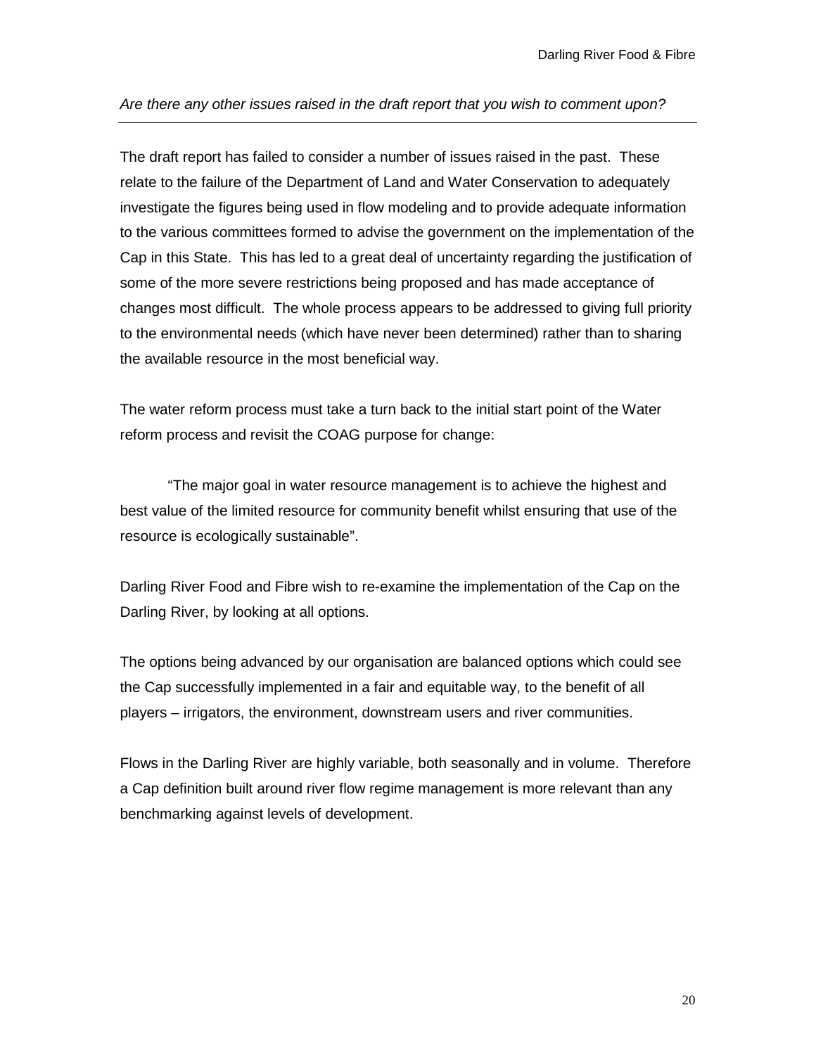*Are there any other issues raised in the draft report that you wish to comment upon?*

The draft report has failed to consider a number of issues raised in the past. These relate to the failure of the Department of Land and Water Conservation to adequately investigate the figures being used in flow modeling and to provide adequate information to the various committees formed to advise the government on the implementation of the Cap in this State. This has led to a great deal of uncertainty regarding the justification of some of the more severe restrictions being proposed and has made acceptance of changes most difficult. The whole process appears to be addressed to giving full priority to the environmental needs (which have never been determined) rather than to sharing the available resource in the most beneficial way.

The water reform process must take a turn back to the initial start point of the Water reform process and revisit the COAG purpose for change:

> "The major goal in water resource management is to achieve the highest and best value of the limited resource for community benefit whilst ensuring that use of the resource is ecologically sustainable".

Darling River Food and Fibre wish to re-examine the implementation of the Cap on the Darling River, by looking at all options.

The options being advanced by our organisation are balanced options which could see the Cap successfully implemented in a fair and equitable way, to the benefit of all players – irrigators, the environment, downstream users and river communities.

Flows in the Darling River are highly variable, both seasonally and in volume. Therefore a Cap definition built around river flow regime management is more relevant than any benchmarking against levels of development.